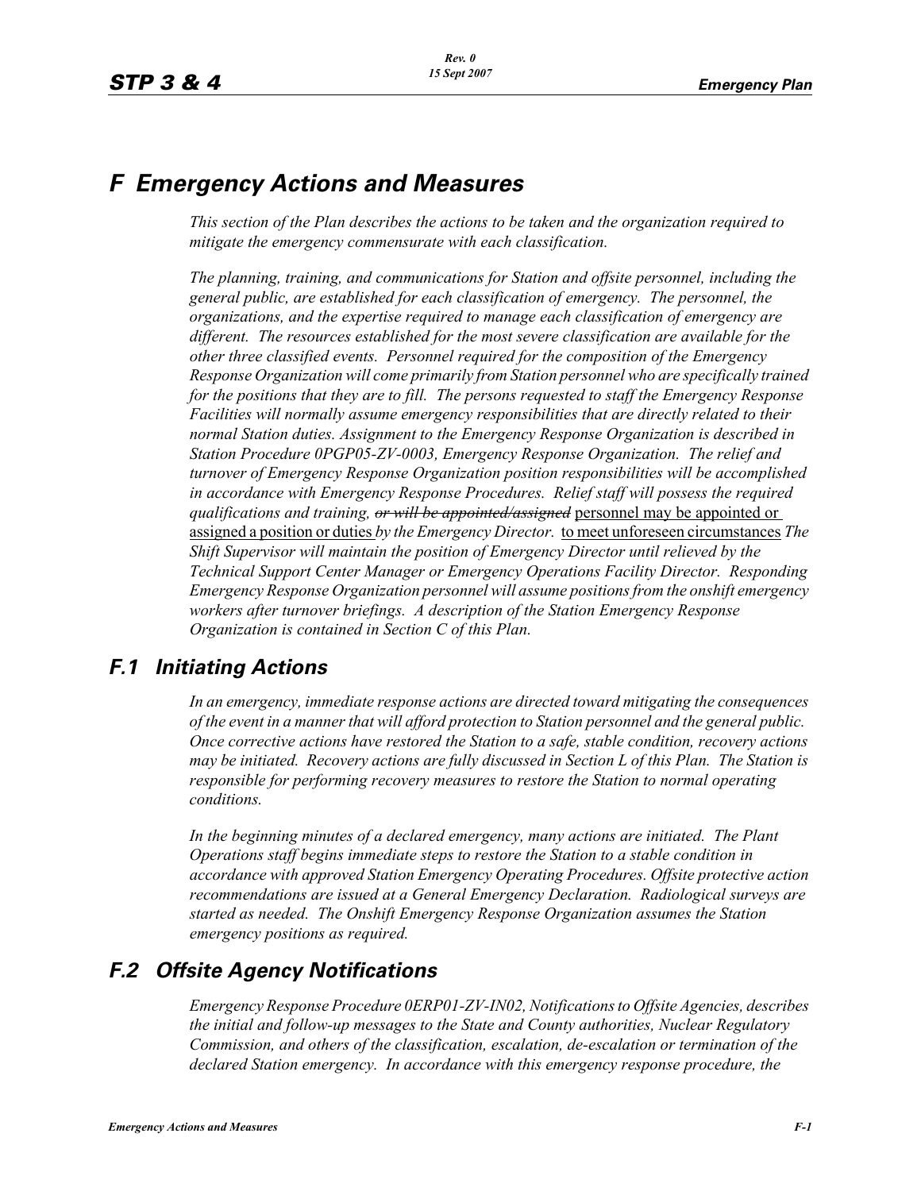# F Emergency Actions and Measures

*This section of the Plan describes the actions to be taken and the organization required to mitigate the emergency commensurate with each classification.*

*The planning, training, and communications for Station and offsite personnel, including the general public, are established for each classification of emergency. The personnel, the organizations, and the expertise required to manage each classification of emergency are different. The resources established for the most severe classification are available for the other three classified events. Personnel required for the composition of the Emergency Response Organization will come primarily from Station personnel who are specifically trained for the positions that they are to fill. The persons requested to staff the Emergency Response Facilities will normally assume emergency responsibilities that are directly related to their normal Station duties. Assignment to the Emergency Response Organization is described in Station Procedure 0PGP05-ZV-0003, Emergency Response Organization. The relief and turnover of Emergency Response Organization position responsibilities will be accomplished in accordance with Emergency Response Procedures. Relief staff will possess the required qualifications and training,* ~~*or will be appointed/assigned*~~ personnel may be appointed or assigned a position or duties *by the Emergency Director.* to meet unforeseen circumstances *The Shift Supervisor will maintain the position of Emergency Director until relieved by the Technical Support Center Manager or Emergency Operations Facility Director. Responding Emergency Response Organization personnel will assume positions from the onshift emergency workers after turnover briefings. A description of the Station Emergency Response Organization is contained in Section C of this Plan.*

## F.1 Initiating Actions

*In an emergency, immediate response actions are directed toward mitigating the consequences of the event in a manner that will afford protection to Station personnel and the general public. Once corrective actions have restored the Station to a safe, stable condition, recovery actions may be initiated. Recovery actions are fully discussed in Section L of this Plan. The Station is responsible for performing recovery measures to restore the Station to normal operating conditions.*

*In the beginning minutes of a declared emergency, many actions are initiated. The Plant Operations staff begins immediate steps to restore the Station to a stable condition in accordance with approved Station Emergency Operating Procedures. Offsite protective action recommendations are issued at a General Emergency Declaration. Radiological surveys are started as needed. The Onshift Emergency Response Organization assumes the Station emergency positions as required.*

## F.2 Offsite Agency Notifications

*Emergency Response Procedure 0ERP01-ZV-IN02, Notifications to Offsite Agencies, describes the initial and follow-up messages to the State and County authorities, Nuclear Regulatory Commission, and others of the classification, escalation, de-escalation or termination of the declared Station emergency. In accordance with this emergency response procedure, the*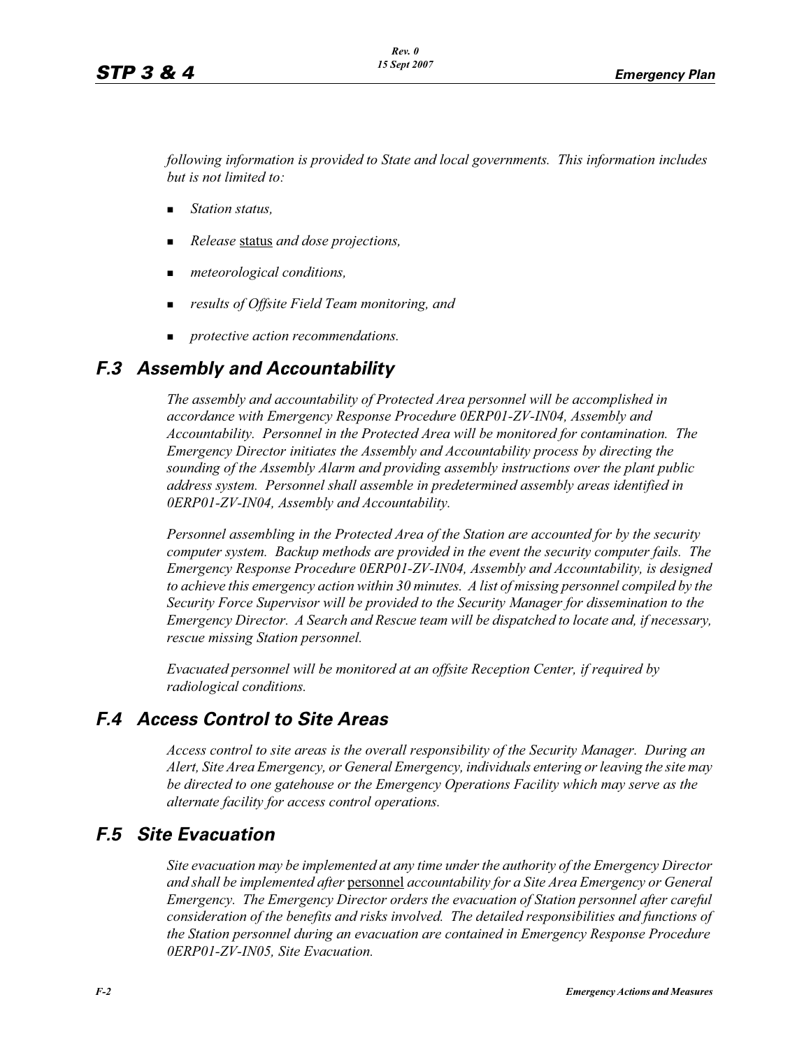*following information is provided to State and local governments. This information includes but is not limited to:*

- *Station status,*
- *Release* status *and dose projections,*
- *meteorological conditions,*
- *results of Offsite Field Team monitoring, and*
- *protective action recommendations.*

## F.3 Assembly and Accountability

*The assembly and accountability of Protected Area personnel will be accomplished in accordance with Emergency Response Procedure 0ERP01-ZV-IN04, Assembly and Accountability. Personnel in the Protected Area will be monitored for contamination. The Emergency Director initiates the Assembly and Accountability process by directing the sounding of the Assembly Alarm and providing assembly instructions over the plant public address system. Personnel shall assemble in predetermined assembly areas identified in 0ERP01-ZV-IN04, Assembly and Accountability.*

*Personnel assembling in the Protected Area of the Station are accounted for by the security computer system. Backup methods are provided in the event the security computer fails. The Emergency Response Procedure 0ERP01-ZV-IN04, Assembly and Accountability, is designed to achieve this emergency action within 30 minutes. A list of missing personnel compiled by the Security Force Supervisor will be provided to the Security Manager for dissemination to the Emergency Director. A Search and Rescue team will be dispatched to locate and, if necessary, rescue missing Station personnel.*

*Evacuated personnel will be monitored at an offsite Reception Center, if required by radiological conditions.*

## F.4 Access Control to Site Areas

*Access control to site areas is the overall responsibility of the Security Manager. During an Alert, Site Area Emergency, or General Emergency, individuals entering or leaving the site may be directed to one gatehouse or the Emergency Operations Facility which may serve as the alternate facility for access control operations.*

## F.5 Site Evacuation

*Site evacuation may be implemented at any time under the authority of the Emergency Director and shall be implemented after* personnel *accountability for a Site Area Emergency or General Emergency. The Emergency Director orders the evacuation of Station personnel after careful consideration of the benefits and risks involved. The detailed responsibilities and functions of the Station personnel during an evacuation are contained in Emergency Response Procedure 0ERP01-ZV-IN05, Site Evacuation.*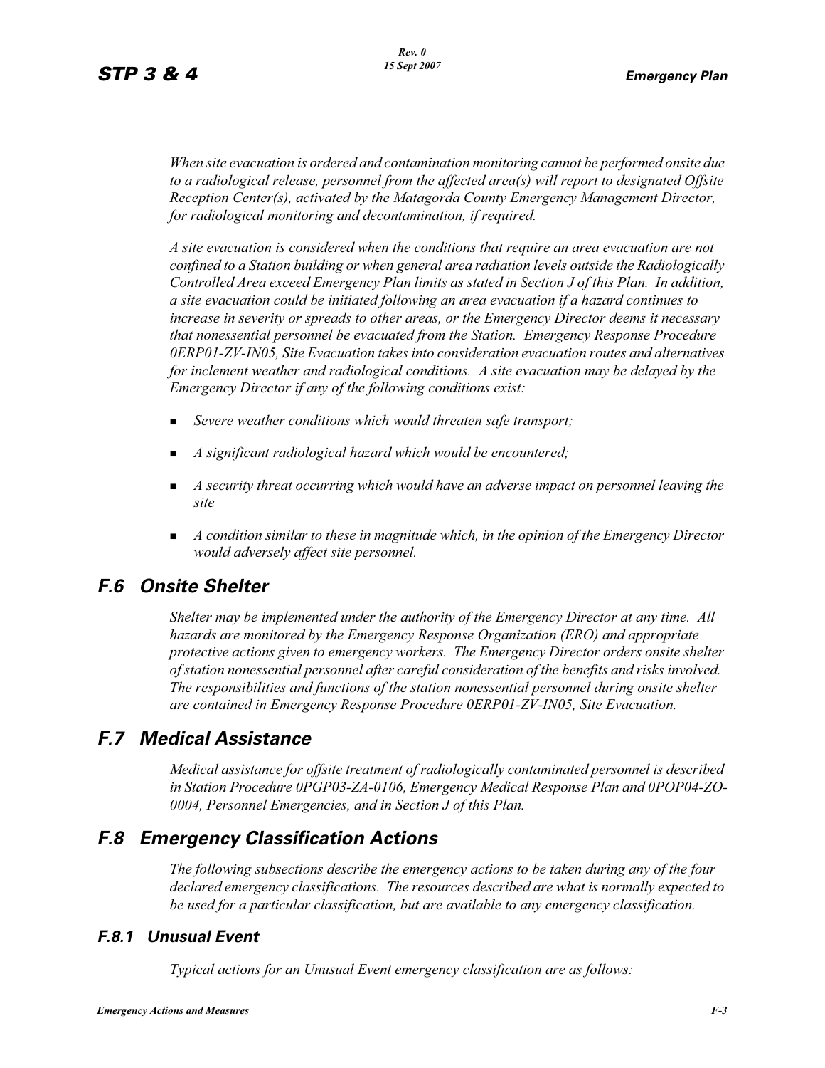*When site evacuation is ordered and contamination monitoring cannot be performed onsite due to a radiological release, personnel from the affected area(s) will report to designated Offsite Reception Center(s), activated by the Matagorda County Emergency Management Director, for radiological monitoring and decontamination, if required.*

*A site evacuation is considered when the conditions that require an area evacuation are not confined to a Station building or when general area radiation levels outside the Radiologically Controlled Area exceed Emergency Plan limits as stated in Section J of this Plan. In addition, a site evacuation could be initiated following an area evacuation if a hazard continues to increase in severity or spreads to other areas, or the Emergency Director deems it necessary that nonessential personnel be evacuated from the Station. Emergency Response Procedure 0ERP01-ZV-IN05, Site Evacuation takes into consideration evacuation routes and alternatives for inclement weather and radiological conditions. A site evacuation may be delayed by the Emergency Director if any of the following conditions exist:*

- *Severe weather conditions which would threaten safe transport;*
- *A significant radiological hazard which would be encountered;*
- *A security threat occurring which would have an adverse impact on personnel leaving the site*
- *A condition similar to these in magnitude which, in the opinion of the Emergency Director would adversely affect site personnel.*

## F.6 Onsite Shelter

*Shelter may be implemented under the authority of the Emergency Director at any time. All hazards are monitored by the Emergency Response Organization (ERO) and appropriate protective actions given to emergency workers. The Emergency Director orders onsite shelter of station nonessential personnel after careful consideration of the benefits and risks involved. The responsibilities and functions of the station nonessential personnel during onsite shelter are contained in Emergency Response Procedure 0ERP01-ZV-IN05, Site Evacuation.*

## F.7 Medical Assistance

*Medical assistance for offsite treatment of radiologically contaminated personnel is described in Station Procedure 0PGP03-ZA-0106, Emergency Medical Response Plan and 0POP04-ZO-0004, Personnel Emergencies, and in Section J of this Plan.*

## F.8 Emergency Classification Actions

*The following subsections describe the emergency actions to be taken during any of the four declared emergency classifications. The resources described are what is normally expected to be used for a particular classification, but are available to any emergency classification.*

### F.8.1 Unusual Event

*Typical actions for an Unusual Event emergency classification are as follows:*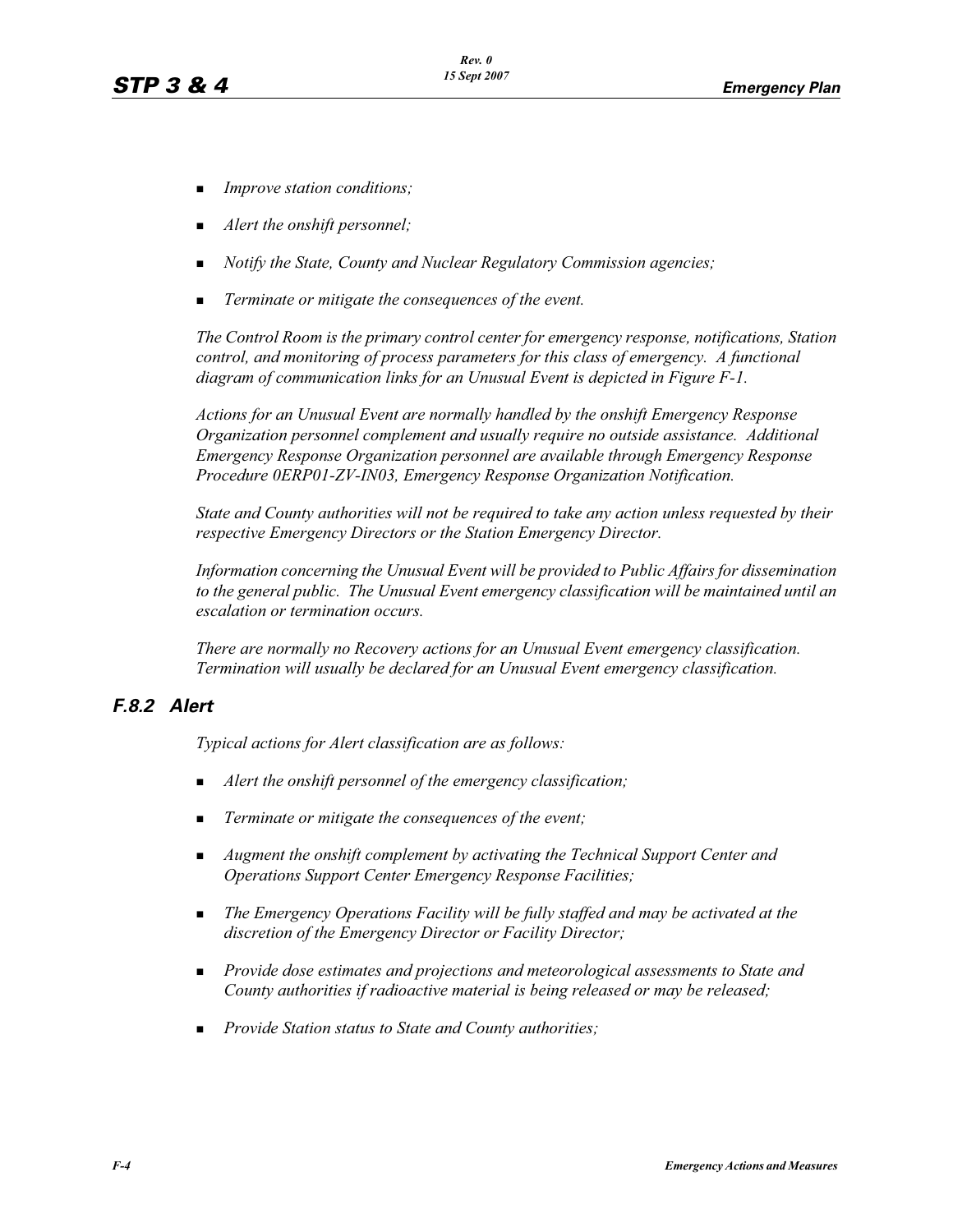- *Improve station conditions;*
- *Alert the onshift personnel;*
- *Notify the State, County and Nuclear Regulatory Commission agencies;*
- *Terminate or mitigate the consequences of the event.*

*The Control Room is the primary control center for emergency response, notifications, Station control, and monitoring of process parameters for this class of emergency. A functional diagram of communication links for an Unusual Event is depicted in Figure F-1.*

*Actions for an Unusual Event are normally handled by the onshift Emergency Response Organization personnel complement and usually require no outside assistance. Additional Emergency Response Organization personnel are available through Emergency Response Procedure 0ERP01-ZV-IN03, Emergency Response Organization Notification.*

*State and County authorities will not be required to take any action unless requested by their respective Emergency Directors or the Station Emergency Director.*

*Information concerning the Unusual Event will be provided to Public Affairs for dissemination to the general public. The Unusual Event emergency classification will be maintained until an escalation or termination occurs.*

*There are normally no Recovery actions for an Unusual Event emergency classification. Termination will usually be declared for an Unusual Event emergency classification.*

### *F.8.2 Alert*

*Typical actions for Alert classification are as follows:*

- *Alert the onshift personnel of the emergency classification;*
- *Terminate or mitigate the consequences of the event;*
- *Augment the onshift complement by activating the Technical Support Center and Operations Support Center Emergency Response Facilities;*
- *The Emergency Operations Facility will be fully staffed and may be activated at the discretion of the Emergency Director or Facility Director;*
- *Provide dose estimates and projections and meteorological assessments to State and County authorities if radioactive material is being released or may be released;*
- *Provide Station status to State and County authorities;*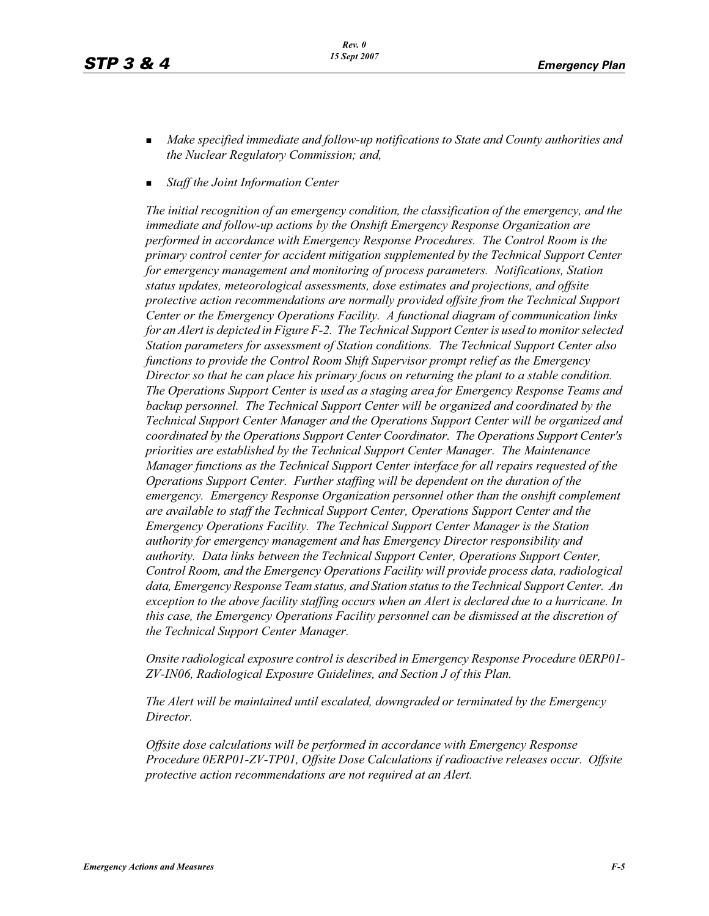- *Make specified immediate and follow-up notifications to State and County authorities and the Nuclear Regulatory Commission; and,*

- *Staff the Joint Information Center*

*The initial recognition of an emergency condition, the classification of the emergency, and the immediate and follow-up actions by the Onshift Emergency Response Organization are performed in accordance with Emergency Response Procedures. The Control Room is the primary control center for accident mitigation supplemented by the Technical Support Center for emergency management and monitoring of process parameters. Notifications, Station status updates, meteorological assessments, dose estimates and projections, and offsite protective action recommendations are normally provided offsite from the Technical Support Center or the Emergency Operations Facility. A functional diagram of communication links for an Alert is depicted in Figure F-2. The Technical Support Center is used to monitor selected Station parameters for assessment of Station conditions. The Technical Support Center also functions to provide the Control Room Shift Supervisor prompt relief as the Emergency Director so that he can place his primary focus on returning the plant to a stable condition. The Operations Support Center is used as a staging area for Emergency Response Teams and backup personnel. The Technical Support Center will be organized and coordinated by the Technical Support Center Manager and the Operations Support Center will be organized and coordinated by the Operations Support Center Coordinator. The Operations Support Center's priorities are established by the Technical Support Center Manager. The Maintenance Manager functions as the Technical Support Center interface for all repairs requested of the Operations Support Center. Further staffing will be dependent on the duration of the emergency. Emergency Response Organization personnel other than the onshift complement are available to staff the Technical Support Center, Operations Support Center and the Emergency Operations Facility. The Technical Support Center Manager is the Station authority for emergency management and has Emergency Director responsibility and authority. Data links between the Technical Support Center, Operations Support Center, Control Room, and the Emergency Operations Facility will provide process data, radiological data, Emergency Response Team status, and Station status to the Technical Support Center. An exception to the above facility staffing occurs when an Alert is declared due to a hurricane. In this case, the Emergency Operations Facility personnel can be dismissed at the discretion of the Technical Support Center Manager.*

*Onsite radiological exposure control is described in Emergency Response Procedure 0ERP01-ZV-IN06, Radiological Exposure Guidelines, and Section J of this Plan.*

*The Alert will be maintained until escalated, downgraded or terminated by the Emergency Director.*

*Offsite dose calculations will be performed in accordance with Emergency Response Procedure 0ERP01-ZV-TP01, Offsite Dose Calculations if radioactive releases occur. Offsite protective action recommendations are not required at an Alert.*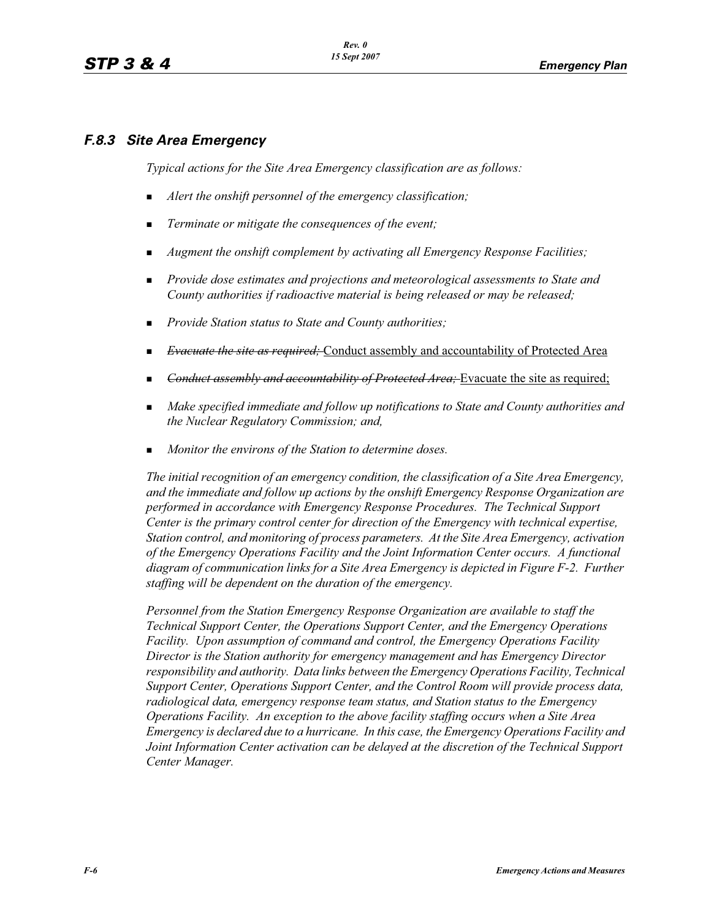### F.8.3 Site Area Emergency

*Typical actions for the Site Area Emergency classification are as follows:*

- *Alert the onshift personnel of the emergency classification;*
- *Terminate or mitigate the consequences of the event;*
- *Augment the onshift complement by activating all Emergency Response Facilities;*
- *Provide dose estimates and projections and meteorological assessments to State and County authorities if radioactive material is being released or may be released;*
- *Provide Station status to State and County authorities;*
- ~~*Evacuate the site as required;*~~ <u>Conduct assembly and accountability of Protected Area</u>
- ~~*Conduct assembly and accountability of Protected Area;*~~ <u>Evacuate the site as required;</u>
- *Make specified immediate and follow up notifications to State and County authorities and the Nuclear Regulatory Commission; and,*
- *Monitor the environs of the Station to determine doses.*

*The initial recognition of an emergency condition, the classification of a Site Area Emergency, and the immediate and follow up actions by the onshift Emergency Response Organization are performed in accordance with Emergency Response Procedures. The Technical Support Center is the primary control center for direction of the Emergency with technical expertise, Station control, and monitoring of process parameters. At the Site Area Emergency, activation of the Emergency Operations Facility and the Joint Information Center occurs. A functional diagram of communication links for a Site Area Emergency is depicted in Figure F-2. Further staffing will be dependent on the duration of the emergency.*

*Personnel from the Station Emergency Response Organization are available to staff the Technical Support Center, the Operations Support Center, and the Emergency Operations Facility. Upon assumption of command and control, the Emergency Operations Facility Director is the Station authority for emergency management and has Emergency Director responsibility and authority. Data links between the Emergency Operations Facility, Technical Support Center, Operations Support Center, and the Control Room will provide process data, radiological data, emergency response team status, and Station status to the Emergency Operations Facility. An exception to the above facility staffing occurs when a Site Area Emergency is declared due to a hurricane. In this case, the Emergency Operations Facility and Joint Information Center activation can be delayed at the discretion of the Technical Support Center Manager.*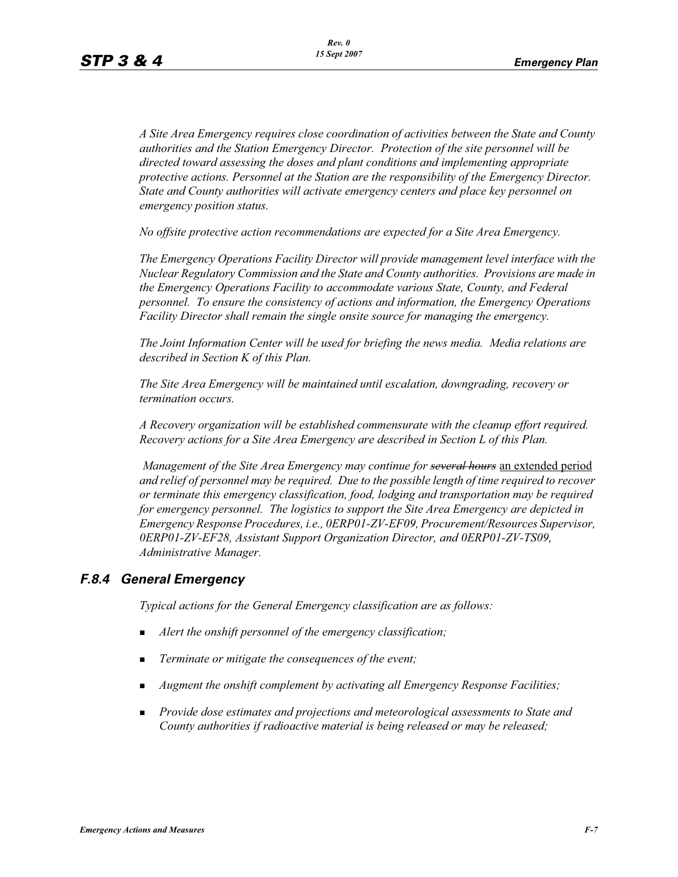*A Site Area Emergency requires close coordination of activities between the State and County authorities and the Station Emergency Director. Protection of the site personnel will be directed toward assessing the doses and plant conditions and implementing appropriate protective actions. Personnel at the Station are the responsibility of the Emergency Director. State and County authorities will activate emergency centers and place key personnel on emergency position status.*

*No offsite protective action recommendations are expected for a Site Area Emergency.*

*The Emergency Operations Facility Director will provide management level interface with the Nuclear Regulatory Commission and the State and County authorities. Provisions are made in the Emergency Operations Facility to accommodate various State, County, and Federal personnel. To ensure the consistency of actions and information, the Emergency Operations Facility Director shall remain the single onsite source for managing the emergency.*

*The Joint Information Center will be used for briefing the news media. Media relations are described in Section K of this Plan.*

*The Site Area Emergency will be maintained until escalation, downgrading, recovery or termination occurs.*

*A Recovery organization will be established commensurate with the cleanup effort required. Recovery actions for a Site Area Emergency are described in Section L of this Plan.*

*Management of the Site Area Emergency may continue for ~~several hours~~* an extended period *and relief of personnel may be required. Due to the possible length of time required to recover or terminate this emergency classification, food, lodging and transportation may be required for emergency personnel. The logistics to support the Site Area Emergency are depicted in Emergency Response Procedures, i.e., 0ERP01-ZV-EF09, Procurement/Resources Supervisor, 0ERP01-ZV-EF28, Assistant Support Organization Director, and 0ERP01-ZV-TS09, Administrative Manager.*

### F.8.4 General Emergency

*Typical actions for the General Emergency classification are as follows:*

- *Alert the onshift personnel of the emergency classification;*
- *Terminate or mitigate the consequences of the event;*
- *Augment the onshift complement by activating all Emergency Response Facilities;*
- *Provide dose estimates and projections and meteorological assessments to State and County authorities if radioactive material is being released or may be released;*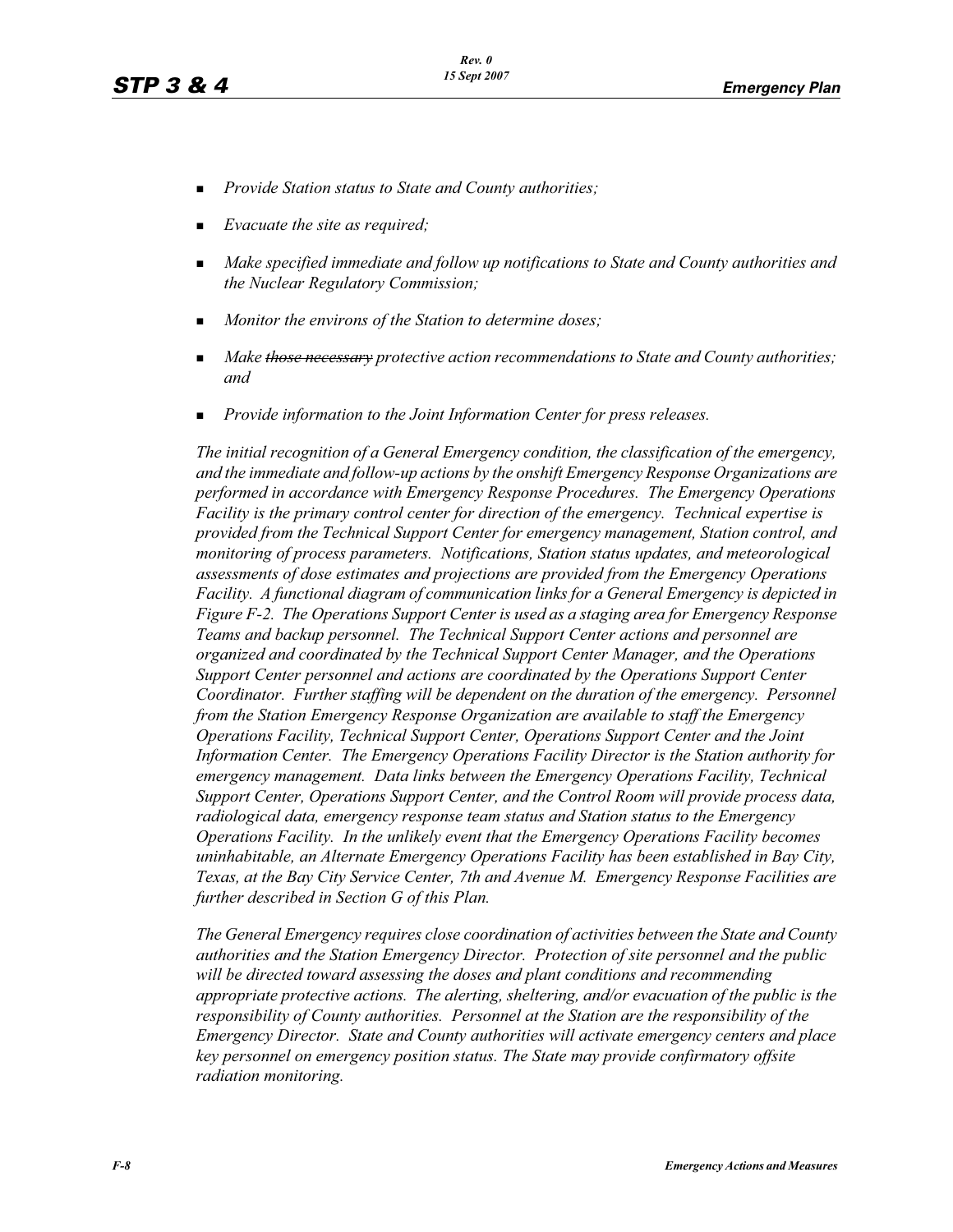- *Provide Station status to State and County authorities;*
- *Evacuate the site as required;*
- *Make specified immediate and follow up notifications to State and County authorities and the Nuclear Regulatory Commission;*
- *Monitor the environs of the Station to determine doses;*
- *Make ~~those necessary~~ protective action recommendations to State and County authorities; and*
- *Provide information to the Joint Information Center for press releases.*

*The initial recognition of a General Emergency condition, the classification of the emergency, and the immediate and follow-up actions by the onshift Emergency Response Organizations are performed in accordance with Emergency Response Procedures. The Emergency Operations Facility is the primary control center for direction of the emergency. Technical expertise is provided from the Technical Support Center for emergency management, Station control, and monitoring of process parameters. Notifications, Station status updates, and meteorological assessments of dose estimates and projections are provided from the Emergency Operations Facility. A functional diagram of communication links for a General Emergency is depicted in Figure F-2. The Operations Support Center is used as a staging area for Emergency Response Teams and backup personnel. The Technical Support Center actions and personnel are organized and coordinated by the Technical Support Center Manager, and the Operations Support Center personnel and actions are coordinated by the Operations Support Center Coordinator. Further staffing will be dependent on the duration of the emergency. Personnel from the Station Emergency Response Organization are available to staff the Emergency Operations Facility, Technical Support Center, Operations Support Center and the Joint Information Center. The Emergency Operations Facility Director is the Station authority for emergency management. Data links between the Emergency Operations Facility, Technical Support Center, Operations Support Center, and the Control Room will provide process data, radiological data, emergency response team status and Station status to the Emergency Operations Facility. In the unlikely event that the Emergency Operations Facility becomes uninhabitable, an Alternate Emergency Operations Facility has been established in Bay City, Texas, at the Bay City Service Center, 7th and Avenue M. Emergency Response Facilities are further described in Section G of this Plan.*

*The General Emergency requires close coordination of activities between the State and County authorities and the Station Emergency Director. Protection of site personnel and the public will be directed toward assessing the doses and plant conditions and recommending appropriate protective actions. The alerting, sheltering, and/or evacuation of the public is the responsibility of County authorities. Personnel at the Station are the responsibility of the Emergency Director. State and County authorities will activate emergency centers and place key personnel on emergency position status. The State may provide confirmatory offsite radiation monitoring.*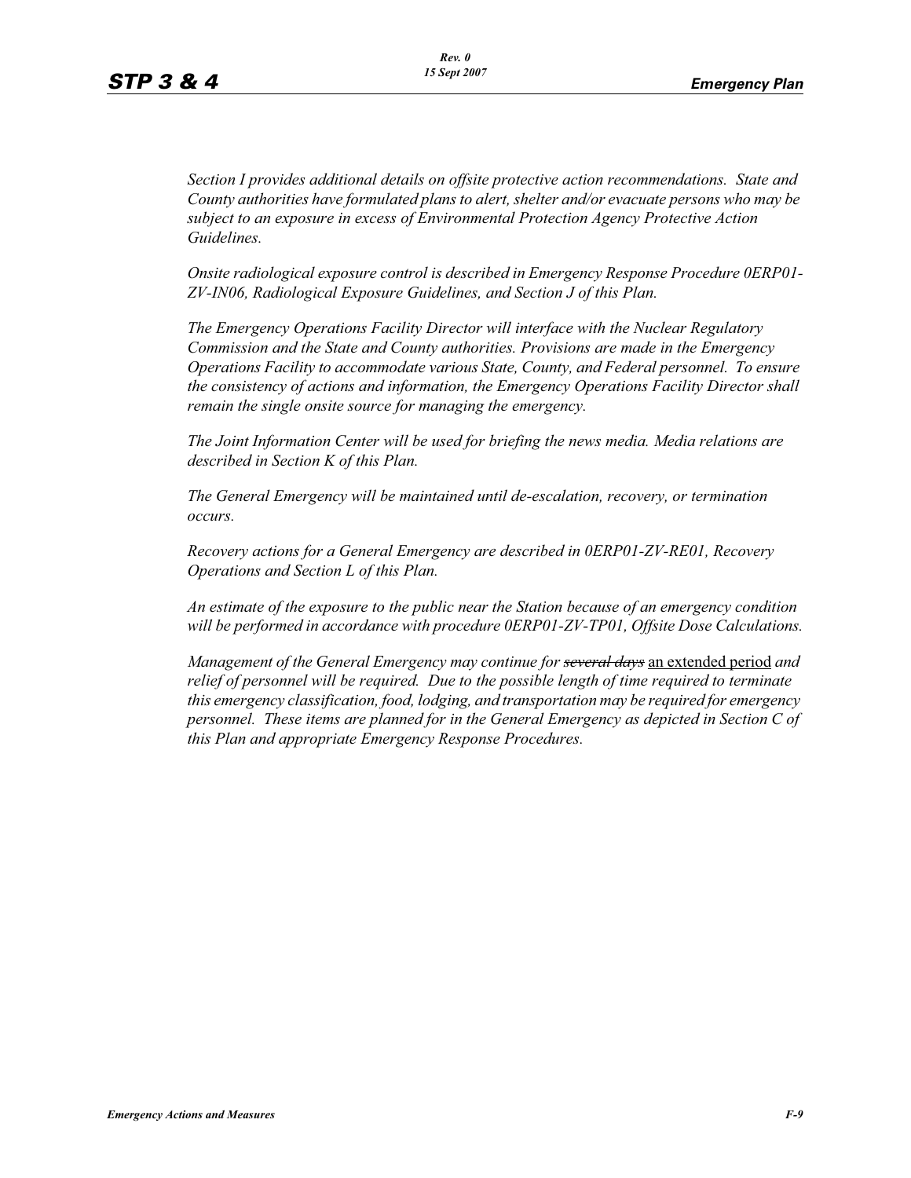*Section I provides additional details on offsite protective action recommendations. State and County authorities have formulated plans to alert, shelter and/or evacuate persons who may be subject to an exposure in excess of Environmental Protection Agency Protective Action Guidelines.*

*Onsite radiological exposure control is described in Emergency Response Procedure 0ERP01-ZV-IN06, Radiological Exposure Guidelines, and Section J of this Plan.*

*The Emergency Operations Facility Director will interface with the Nuclear Regulatory Commission and the State and County authorities. Provisions are made in the Emergency Operations Facility to accommodate various State, County, and Federal personnel. To ensure the consistency of actions and information, the Emergency Operations Facility Director shall remain the single onsite source for managing the emergency.*

*The Joint Information Center will be used for briefing the news media. Media relations are described in Section K of this Plan.*

*The General Emergency will be maintained until de-escalation, recovery, or termination occurs.*

*Recovery actions for a General Emergency are described in 0ERP01-ZV-RE01, Recovery Operations and Section L of this Plan.*

*An estimate of the exposure to the public near the Station because of an emergency condition will be performed in accordance with procedure 0ERP01-ZV-TP01, Offsite Dose Calculations.*

*Management of the General Emergency may continue for ~~several days~~* <u>an extended period</u> *and relief of personnel will be required. Due to the possible length of time required to terminate this emergency classification, food, lodging, and transportation may be required for emergency personnel. These items are planned for in the General Emergency as depicted in Section C of this Plan and appropriate Emergency Response Procedures.*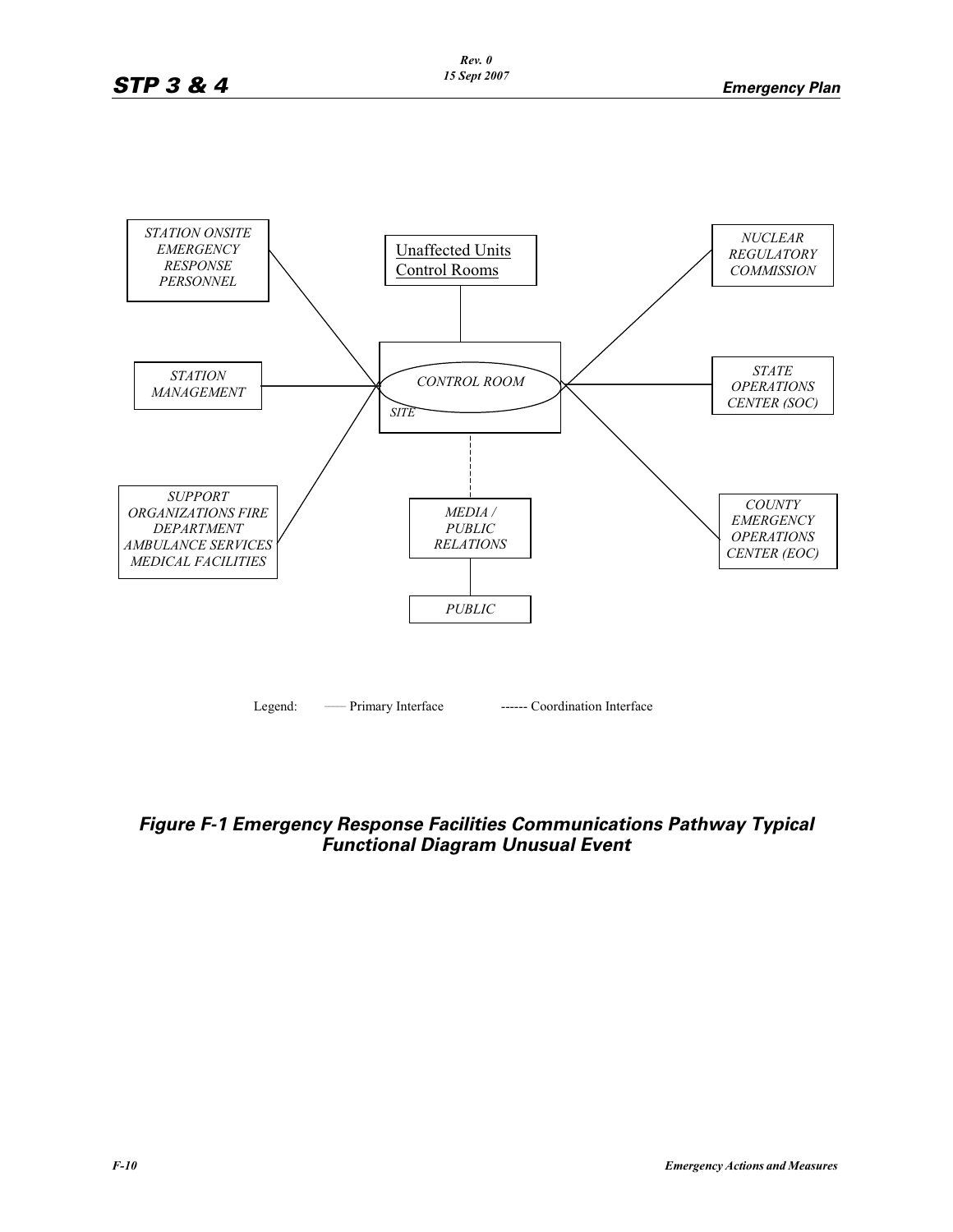STATION ONSITE EMERGENCY RESPONSE PERSONNEL

Unaffected Units Control Rooms

NUCLEAR REGULATORY COMMISSION

STATION MANAGEMENT

CONTROL ROOM

SITE

STATE OPERATIONS CENTER (SOC)

SUPPORT ORGANIZATIONS FIRE DEPARTMENT AMBULANCE SERVICES MEDICAL FACILITIES

MEDIA / PUBLIC RELATIONS

COUNTY EMERGENCY OPERATIONS CENTER (EOC)

PUBLIC

Legend: —— Primary Interface ------ Coordination Interface

***Figure F-1 Emergency Response Facilities Communications Pathway Typical Functional Diagram Unusual Event***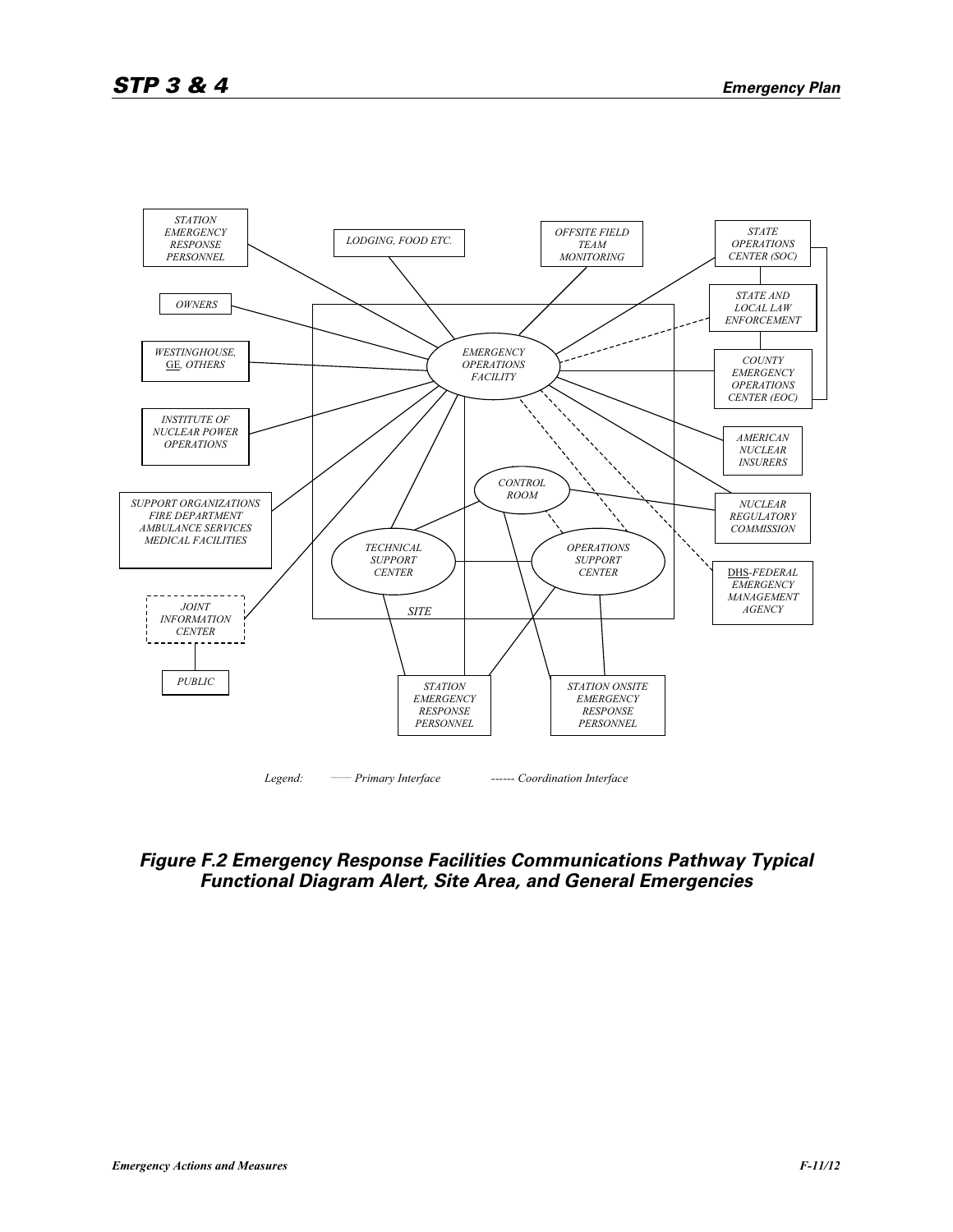STATION EMERGENCY RESPONSE PERSONNEL

LODGING, FOOD ETC.

OFFSITE FIELD TEAM MONITORING

STATE OPERATIONS CENTER (SOC)

OWNERS

STATE AND LOCAL LAW ENFORCEMENT

WESTINGHOUSE, GE, OTHERS

EMERGENCY OPERATIONS FACILITY

COUNTY EMERGENCY OPERATIONS CENTER (EOC)

INSTITUTE OF NUCLEAR POWER OPERATIONS

AMERICAN NUCLEAR INSURERS

CONTROL ROOM

SUPPORT ORGANIZATIONS FIRE DEPARTMENT AMBULANCE SERVICES MEDICAL FACILITIES

NUCLEAR REGULATORY COMMISSION

TECHNICAL SUPPORT CENTER

OPERATIONS SUPPORT CENTER

DHS-FEDERAL EMERGENCY MANAGEMENT AGENCY

JOINT INFORMATION CENTER

SITE

PUBLIC

STATION EMERGENCY RESPONSE PERSONNEL

STATION ONSITE EMERGENCY RESPONSE PERSONNEL

Legend: —— Primary Interface ------ Coordination Interface

**Figure F.2 Emergency Response Facilities Communications Pathway Typical Functional Diagram Alert, Site Area, and General Emergencies**